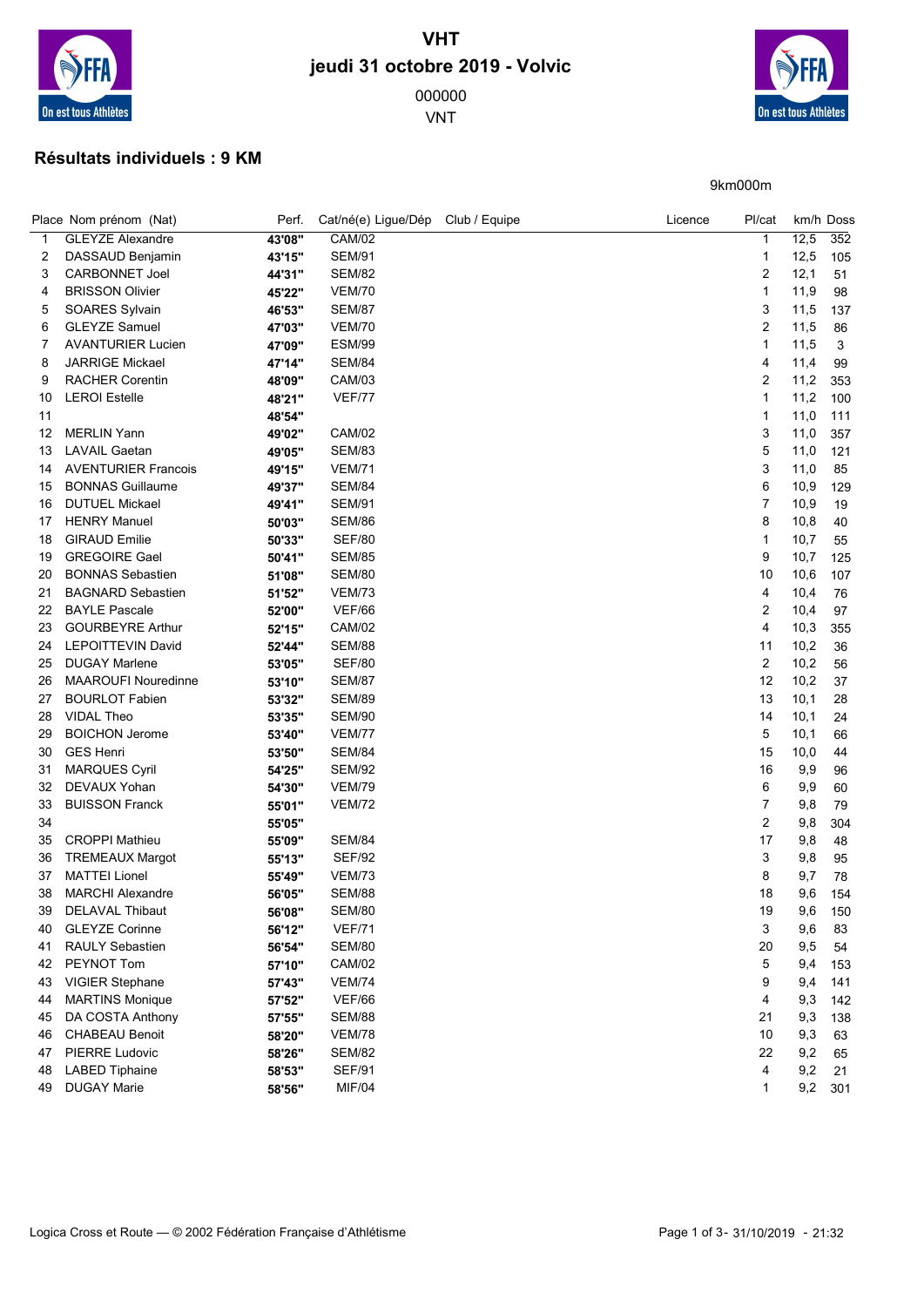# VHT
## jeudi 31 octobre 2019 - Volvic

000000

VNT

## Résultats individuels : 9 KM

9km000m

| Place | Nom prénom (Nat) | Perf. | Cat/né(e) Ligue/Dép | Club / Equipe | Licence | Pl/cat | km/h | Doss |
|---|---|---|---|---|---|---|---|---|
| 1 | GLEYZE Alexandre | **43'08"** | CAM/02 | | | 1 | 12,5 | 352 |
| 2 | DASSAUD Benjamin | **43'15"** | SEM/91 | | | 1 | 12,5 | 105 |
| 3 | CARBONNET Joel | **44'31"** | SEM/82 | | | 2 | 12,1 | 51 |
| 4 | BRISSON Olivier | **45'22"** | VEM/70 | | | 1 | 11,9 | 98 |
| 5 | SOARES Sylvain | **46'53"** | SEM/87 | | | 3 | 11,5 | 137 |
| 6 | GLEYZE Samuel | **47'03"** | VEM/70 | | | 2 | 11,5 | 86 |
| 7 | AVANTURIER Lucien | **47'09"** | ESM/99 | | | 1 | 11,5 | 3 |
| 8 | JARRIGE Mickael | **47'14"** | SEM/84 | | | 4 | 11,4 | 99 |
| 9 | RACHER Corentin | **48'09"** | CAM/03 | | | 2 | 11,2 | 353 |
| 10 | LEROI Estelle | **48'21"** | VEF/77 | | | 1 | 11,2 | 100 |
| 11 | | **48'54"** | | | | 1 | 11,0 | 111 |
| 12 | MERLIN Yann | **49'02"** | CAM/02 | | | 3 | 11,0 | 357 |
| 13 | LAVAIL Gaetan | **49'05"** | SEM/83 | | | 5 | 11,0 | 121 |
| 14 | AVENTURIER Francois | **49'15"** | VEM/71 | | | 3 | 11,0 | 85 |
| 15 | BONNAS Guillaume | **49'37"** | SEM/84 | | | 6 | 10,9 | 129 |
| 16 | DUTUEL Mickael | **49'41"** | SEM/91 | | | 7 | 10,9 | 19 |
| 17 | HENRY Manuel | **50'03"** | SEM/86 | | | 8 | 10,8 | 40 |
| 18 | GIRAUD Emilie | **50'33"** | SEF/80 | | | 1 | 10,7 | 55 |
| 19 | GREGOIRE Gael | **50'41"** | SEM/85 | | | 9 | 10,7 | 125 |
| 20 | BONNAS Sebastien | **51'08"** | SEM/80 | | | 10 | 10,6 | 107 |
| 21 | BAGNARD Sebastien | **51'52"** | VEM/73 | | | 4 | 10,4 | 76 |
| 22 | BAYLE Pascale | **52'00"** | VEF/66 | | | 2 | 10,4 | 97 |
| 23 | GOURBEYRE Arthur | **52'15"** | CAM/02 | | | 4 | 10,3 | 355 |
| 24 | LEPOITTEVIN David | **52'44"** | SEM/88 | | | 11 | 10,2 | 36 |
| 25 | DUGAY Marlene | **53'05"** | SEF/80 | | | 2 | 10,2 | 56 |
| 26 | MAAROUFI Nouredinne | **53'10"** | SEM/87 | | | 12 | 10,2 | 37 |
| 27 | BOURLOT Fabien | **53'32"** | SEM/89 | | | 13 | 10,1 | 28 |
| 28 | VIDAL Theo | **53'35"** | SEM/90 | | | 14 | 10,1 | 24 |
| 29 | BOICHON Jerome | **53'40"** | VEM/77 | | | 5 | 10,1 | 66 |
| 30 | GES Henri | **53'50"** | SEM/84 | | | 15 | 10,0 | 44 |
| 31 | MARQUES Cyril | **54'25"** | SEM/92 | | | 16 | 9,9 | 96 |
| 32 | DEVAUX Yohan | **54'30"** | VEM/79 | | | 6 | 9,9 | 60 |
| 33 | BUISSON Franck | **55'01"** | VEM/72 | | | 7 | 9,8 | 79 |
| 34 | | **55'05"** | | | | 2 | 9,8 | 304 |
| 35 | CROPPI Mathieu | **55'09"** | SEM/84 | | | 17 | 9,8 | 48 |
| 36 | TREMEAUX Margot | **55'13"** | SEF/92 | | | 3 | 9,8 | 95 |
| 37 | MATTEI Lionel | **55'49"** | VEM/73 | | | 8 | 9,7 | 78 |
| 38 | MARCHI Alexandre | **56'05"** | SEM/88 | | | 18 | 9,6 | 154 |
| 39 | DELAVAL Thibaut | **56'08"** | SEM/80 | | | 19 | 9,6 | 150 |
| 40 | GLEYZE Corinne | **56'12"** | VEF/71 | | | 3 | 9,6 | 83 |
| 41 | RAULY Sebastien | **56'54"** | SEM/80 | | | 20 | 9,5 | 54 |
| 42 | PEYNOT Tom | **57'10"** | CAM/02 | | | 5 | 9,4 | 153 |
| 43 | VIGIER Stephane | **57'43"** | VEM/74 | | | 9 | 9,4 | 141 |
| 44 | MARTINS Monique | **57'52"** | VEF/66 | | | 4 | 9,3 | 142 |
| 45 | DA COSTA Anthony | **57'55"** | SEM/88 | | | 21 | 9,3 | 138 |
| 46 | CHABEAU Benoit | **58'20"** | VEM/78 | | | 10 | 9,3 | 63 |
| 47 | PIERRE Ludovic | **58'26"** | SEM/82 | | | 22 | 9,2 | 65 |
| 48 | LABED Tiphaine | **58'53"** | SEF/91 | | | 4 | 9,2 | 21 |
| 49 | DUGAY Marie | **58'56"** | MIF/04 | | | 1 | 9,2 | 301 |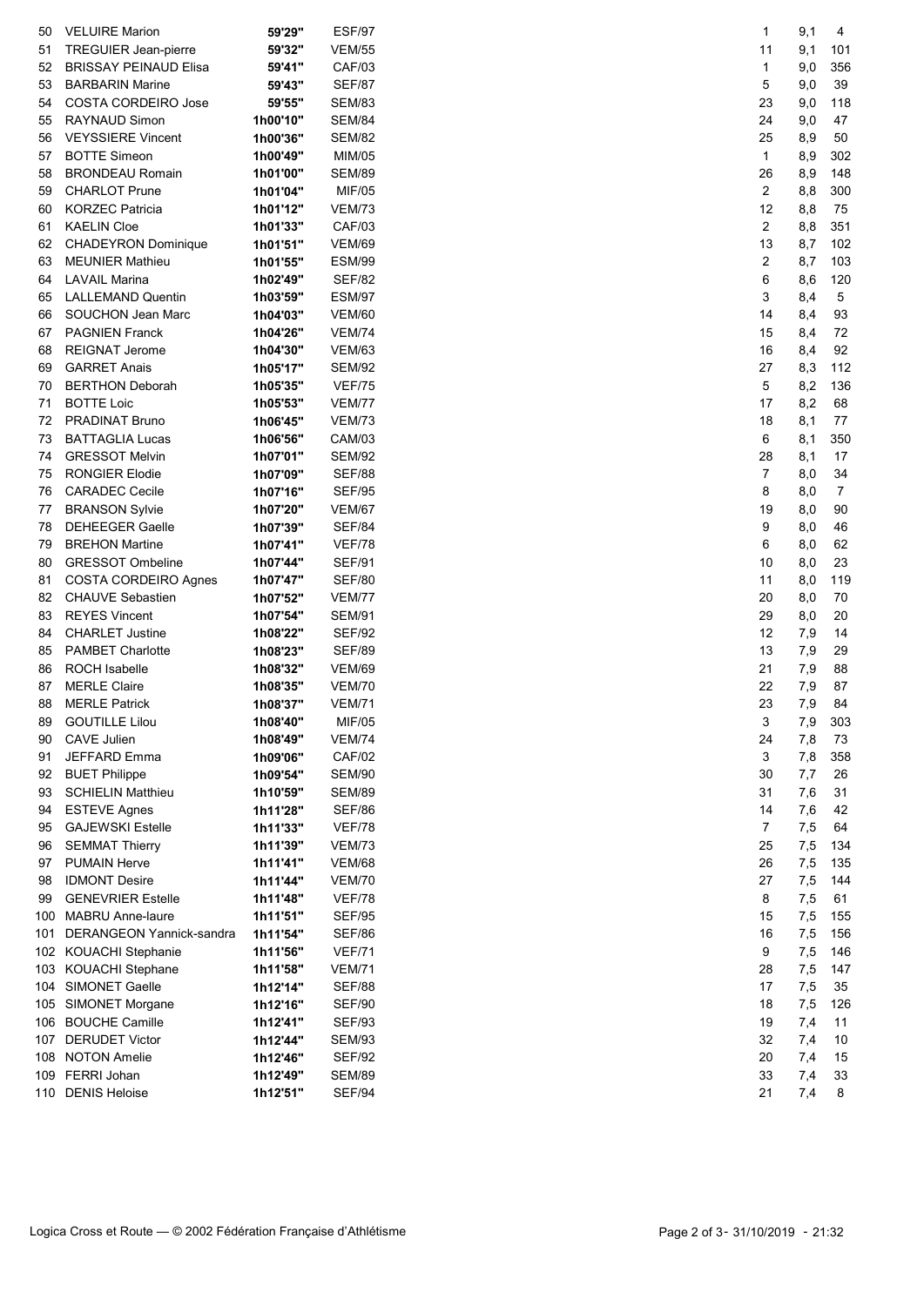| | | | | | | |
|---|---|---|---|---|---|---|
| 50 | VELUIRE Marion | 59'29" | ESF/97 | 1 | 9,1 | 4 |
| 51 | TREGUIER Jean-pierre | 59'32" | VEM/55 | 11 | 9,1 | 101 |
| 52 | BRISSAY PEINAUD Elisa | 59'41" | CAF/03 | 1 | 9,0 | 356 |
| 53 | BARBARIN Marine | 59'43" | SEF/87 | 5 | 9,0 | 39 |
| 54 | COSTA CORDEIRO Jose | 59'55" | SEM/83 | 23 | 9,0 | 118 |
| 55 | RAYNAUD Simon | 1h00'10" | SEM/84 | 24 | 9,0 | 47 |
| 56 | VEYSSIERE Vincent | 1h00'36" | SEM/82 | 25 | 8,9 | 50 |
| 57 | BOTTE Simeon | 1h00'49" | MIM/05 | 1 | 8,9 | 302 |
| 58 | BRONDEAU Romain | 1h01'00" | SEM/89 | 26 | 8,9 | 148 |
| 59 | CHARLOT Prune | 1h01'04" | MIF/05 | 2 | 8,8 | 300 |
| 60 | KORZEC Patricia | 1h01'12" | VEM/73 | 12 | 8,8 | 75 |
| 61 | KAELIN Cloe | 1h01'33" | CAF/03 | 2 | 8,8 | 351 |
| 62 | CHADEYRON Dominique | 1h01'51" | VEM/69 | 13 | 8,7 | 102 |
| 63 | MEUNIER Mathieu | 1h01'55" | ESM/99 | 2 | 8,7 | 103 |
| 64 | LAVAIL Marina | 1h02'49" | SEF/82 | 6 | 8,6 | 120 |
| 65 | LALLEMAND Quentin | 1h03'59" | ESM/97 | 3 | 8,4 | 5 |
| 66 | SOUCHON Jean Marc | 1h04'03" | VEM/60 | 14 | 8,4 | 93 |
| 67 | PAGNIEN Franck | 1h04'26" | VEM/74 | 15 | 8,4 | 72 |
| 68 | REIGNAT Jerome | 1h04'30" | VEM/63 | 16 | 8,4 | 92 |
| 69 | GARRET Anais | 1h05'17" | SEM/92 | 27 | 8,3 | 112 |
| 70 | BERTHON Deborah | 1h05'35" | VEF/75 | 5 | 8,2 | 136 |
| 71 | BOTTE Loic | 1h05'53" | VEM/77 | 17 | 8,2 | 68 |
| 72 | PRADINAT Bruno | 1h06'45" | VEM/73 | 18 | 8,1 | 77 |
| 73 | BATTAGLIA Lucas | 1h06'56" | CAM/03 | 6 | 8,1 | 350 |
| 74 | GRESSOT Melvin | 1h07'01" | SEM/92 | 28 | 8,1 | 17 |
| 75 | RONGIER Elodie | 1h07'09" | SEF/88 | 7 | 8,0 | 34 |
| 76 | CARADEC Cecile | 1h07'16" | SEF/95 | 8 | 8,0 | 7 |
| 77 | BRANSON Sylvie | 1h07'20" | VEM/67 | 19 | 8,0 | 90 |
| 78 | DEHEEGER Gaelle | 1h07'39" | SEF/84 | 9 | 8,0 | 46 |
| 79 | BREHON Martine | 1h07'41" | VEF/78 | 6 | 8,0 | 62 |
| 80 | GRESSOT Ombeline | 1h07'44" | SEF/91 | 10 | 8,0 | 23 |
| 81 | COSTA CORDEIRO Agnes | 1h07'47" | SEF/80 | 11 | 8,0 | 119 |
| 82 | CHAUVE Sebastien | 1h07'52" | VEM/77 | 20 | 8,0 | 70 |
| 83 | REYES Vincent | 1h07'54" | SEM/91 | 29 | 8,0 | 20 |
| 84 | CHARLET Justine | 1h08'22" | SEF/92 | 12 | 7,9 | 14 |
| 85 | PAMBET Charlotte | 1h08'23" | SEF/89 | 13 | 7,9 | 29 |
| 86 | ROCH Isabelle | 1h08'32" | VEM/69 | 21 | 7,9 | 88 |
| 87 | MERLE Claire | 1h08'35" | VEM/70 | 22 | 7,9 | 87 |
| 88 | MERLE Patrick | 1h08'37" | VEM/71 | 23 | 7,9 | 84 |
| 89 | GOUTILLE Lilou | 1h08'40" | MIF/05 | 3 | 7,9 | 303 |
| 90 | CAVE Julien | 1h08'49" | VEM/74 | 24 | 7,8 | 73 |
| 91 | JEFFARD Emma | 1h09'06" | CAF/02 | 3 | 7,8 | 358 |
| 92 | BUET Philippe | 1h09'54" | SEM/90 | 30 | 7,7 | 26 |
| 93 | SCHIELIN Matthieu | 1h10'59" | SEM/89 | 31 | 7,6 | 31 |
| 94 | ESTEVE Agnes | 1h11'28" | SEF/86 | 14 | 7,6 | 42 |
| 95 | GAJEWSKI Estelle | 1h11'33" | VEF/78 | 7 | 7,5 | 64 |
| 96 | SEMMAT Thierry | 1h11'39" | VEM/73 | 25 | 7,5 | 134 |
| 97 | PUMAIN Herve | 1h11'41" | VEM/68 | 26 | 7,5 | 135 |
| 98 | IDMONT Desire | 1h11'44" | VEM/70 | 27 | 7,5 | 144 |
| 99 | GENEVRIER Estelle | 1h11'48" | VEF/78 | 8 | 7,5 | 61 |
| 100 | MABRU Anne-laure | 1h11'51" | SEF/95 | 15 | 7,5 | 155 |
| 101 | DERANGEON Yannick-sandra | 1h11'54" | SEF/86 | 16 | 7,5 | 156 |
| 102 | KOUACHI Stephanie | 1h11'56" | VEF/71 | 9 | 7,5 | 146 |
| 103 | KOUACHI Stephane | 1h11'58" | VEM/71 | 28 | 7,5 | 147 |
| 104 | SIMONET Gaelle | 1h12'14" | SEF/88 | 17 | 7,5 | 35 |
| 105 | SIMONET Morgane | 1h12'16" | SEF/90 | 18 | 7,5 | 126 |
| 106 | BOUCHE Camille | 1h12'41" | SEF/93 | 19 | 7,4 | 11 |
| 107 | DERUDET Victor | 1h12'44" | SEM/93 | 32 | 7,4 | 10 |
| 108 | NOTON Amelie | 1h12'46" | SEF/92 | 20 | 7,4 | 15 |
| 109 | FERRI Johan | 1h12'49" | SEM/89 | 33 | 7,4 | 33 |
| 110 | DENIS Heloise | 1h12'51" | SEF/94 | 21 | 7,4 | 8 |

Logica Cross et Route — © 2002 Fédération Française d'Athlétisme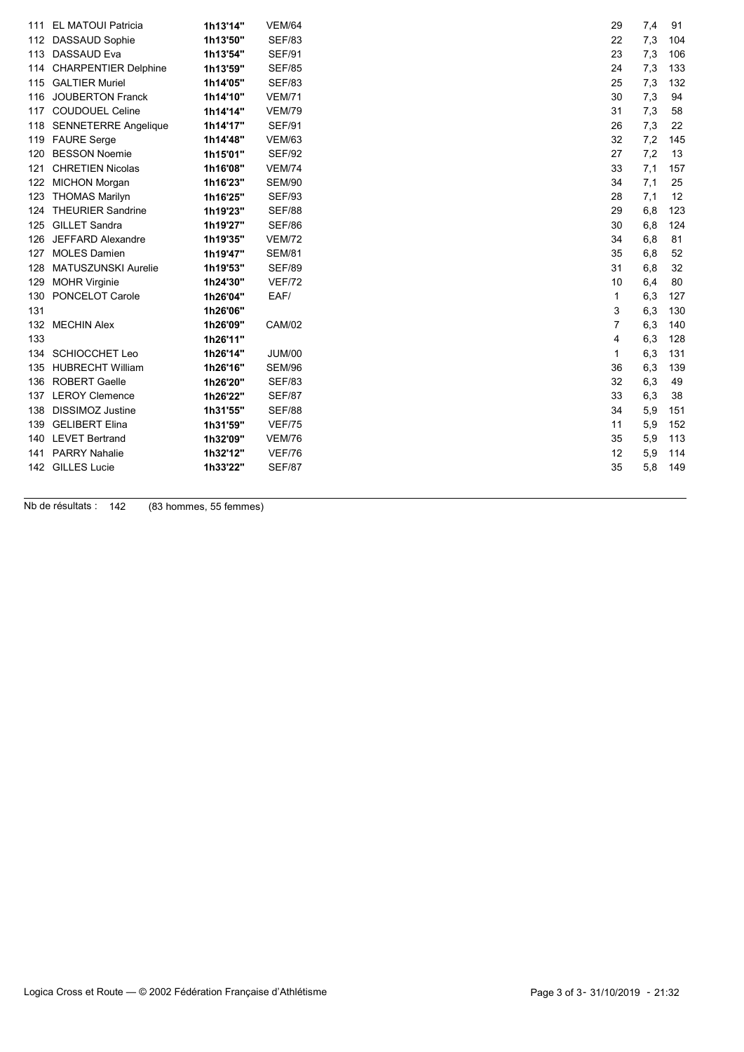| | | | | | | |
|---|---|---|---|---|---|---|
| 111 | EL MATOUI Patricia | 1h13'14" | VEM/64 | 29 | 7,4 | 91 |
| 112 | DASSAUD Sophie | 1h13'50" | SEF/83 | 22 | 7,3 | 104 |
| 113 | DASSAUD Eva | 1h13'54" | SEF/91 | 23 | 7,3 | 106 |
| 114 | CHARPENTIER Delphine | 1h13'59" | SEF/85 | 24 | 7,3 | 133 |
| 115 | GALTIER Muriel | 1h14'05" | SEF/83 | 25 | 7,3 | 132 |
| 116 | JOUBERTON Franck | 1h14'10" | VEM/71 | 30 | 7,3 | 94 |
| 117 | COUDOUEL Celine | 1h14'14" | VEM/79 | 31 | 7,3 | 58 |
| 118 | SENNETERRE Angelique | 1h14'17" | SEF/91 | 26 | 7,3 | 22 |
| 119 | FAURE Serge | 1h14'48" | VEM/63 | 32 | 7,2 | 145 |
| 120 | BESSON Noemie | 1h15'01" | SEF/92 | 27 | 7,2 | 13 |
| 121 | CHRETIEN Nicolas | 1h16'08" | VEM/74 | 33 | 7,1 | 157 |
| 122 | MICHON Morgan | 1h16'23" | SEM/90 | 34 | 7,1 | 25 |
| 123 | THOMAS Marilyn | 1h16'25" | SEF/93 | 28 | 7,1 | 12 |
| 124 | THEURIER Sandrine | 1h19'23" | SEF/88 | 29 | 6,8 | 123 |
| 125 | GILLET Sandra | 1h19'27" | SEF/86 | 30 | 6,8 | 124 |
| 126 | JEFFARD Alexandre | 1h19'35" | VEM/72 | 34 | 6,8 | 81 |
| 127 | MOLES Damien | 1h19'47" | SEM/81 | 35 | 6,8 | 52 |
| 128 | MATUSZUNSKI Aurelie | 1h19'53" | SEF/89 | 31 | 6,8 | 32 |
| 129 | MOHR Virginie | 1h24'30" | VEF/72 | 10 | 6,4 | 80 |
| 130 | PONCELOT Carole | 1h26'04" | EAF/ | 1 | 6,3 | 127 |
| 131 | | 1h26'06" | | 3 | 6,3 | 130 |
| 132 | MECHIN Alex | 1h26'09" | CAM/02 | 7 | 6,3 | 140 |
| 133 | | 1h26'11" | | 4 | 6,3 | 128 |
| 134 | SCHIOCCHET Leo | 1h26'14" | JUM/00 | 1 | 6,3 | 131 |
| 135 | HUBRECHT William | 1h26'16" | SEM/96 | 36 | 6,3 | 139 |
| 136 | ROBERT Gaelle | 1h26'20" | SEF/83 | 32 | 6,3 | 49 |
| 137 | LEROY Clemence | 1h26'22" | SEF/87 | 33 | 6,3 | 38 |
| 138 | DISSIMOZ Justine | 1h31'55" | SEF/88 | 34 | 5,9 | 151 |
| 139 | GELIBERT Elina | 1h31'59" | VEF/75 | 11 | 5,9 | 152 |
| 140 | LEVET Bertrand | 1h32'09" | VEM/76 | 35 | 5,9 | 113 |
| 141 | PARRY Nahalie | 1h32'12" | VEF/76 | 12 | 5,9 | 114 |
| 142 | GILLES Lucie | 1h33'22" | SEF/87 | 35 | 5,8 | 149 |

Nb de résultats : 142 (83 hommes, 55 femmes)

Logica Cross et Route — © 2002 Fédération Française d'Athlétisme